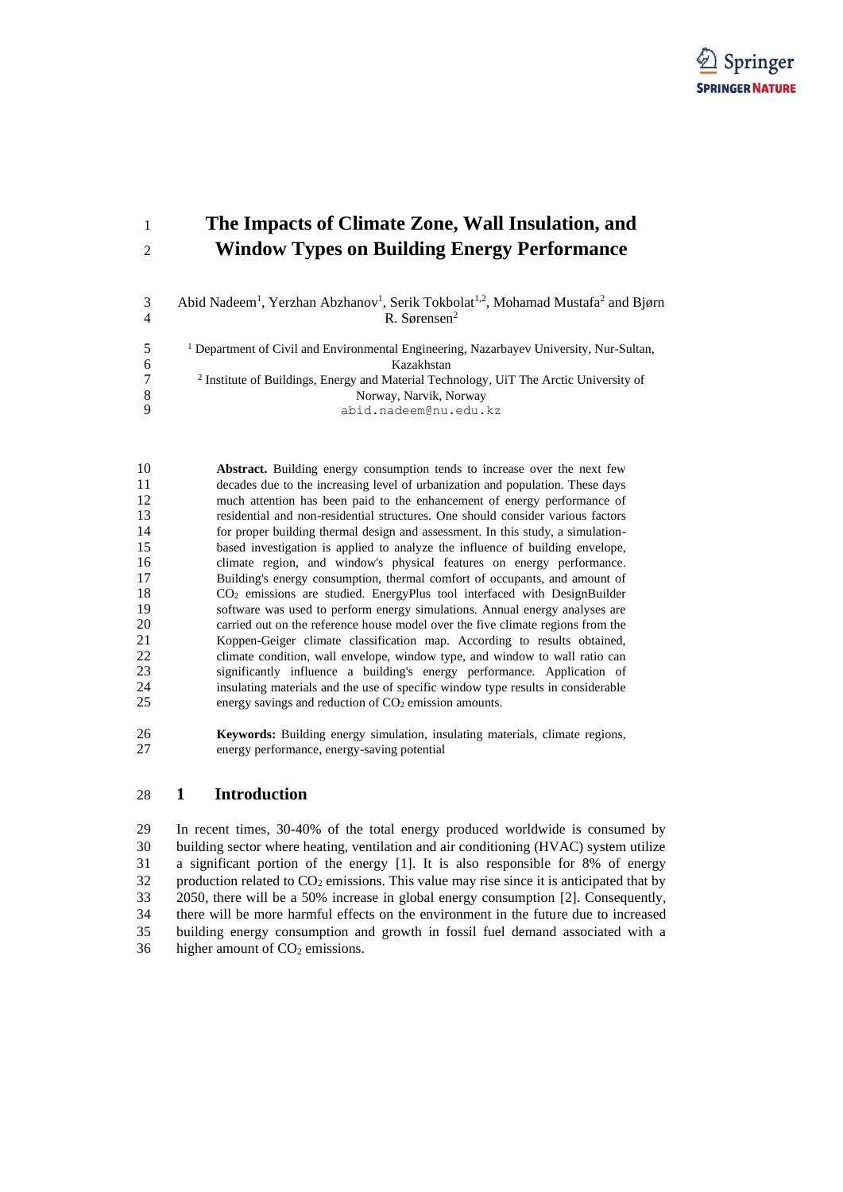# The Impacts of Climate Zone, Wall Insulation, and Window Types on Building Energy Performance

Abid Nadeem[1], Yerzhan Abzhanov[1], Serik Tokbolat[1,2], Mohamad Mustafa[2] and Bjørn R. Sørensen[2]

[1] Department of Civil and Environmental Engineering, Nazarbayev University, Nur-Sultan, Kazakhstan

[2] Institute of Buildings, Energy and Material Technology, UiT The Arctic University of Norway, Narvik, Norway

abid.nadeem@nu.edu.kz

**Abstract.** Building energy consumption tends to increase over the next few decades due to the increasing level of urbanization and population. These days much attention has been paid to the enhancement of energy performance of residential and non-residential structures. One should consider various factors for proper building thermal design and assessment. In this study, a simulation-based investigation is applied to analyze the influence of building envelope, climate region, and window's physical features on energy performance. Building's energy consumption, thermal comfort of occupants, and amount of $CO_2$ emissions are studied. EnergyPlus tool interfaced with DesignBuilder software was used to perform energy simulations. Annual energy analyses are carried out on the reference house model over the five climate regions from the Koppen-Geiger climate classification map. According to results obtained, climate condition, wall envelope, window type, and window to wall ratio can significantly influence a building's energy performance. Application of insulating materials and the use of specific window type results in considerable energy savings and reduction of $CO_2$ emission amounts.

**Keywords:** Building energy simulation, insulating materials, climate regions, energy performance, energy-saving potential

## 1 Introduction

In recent times, 30-40% of the total energy produced worldwide is consumed by building sector where heating, ventilation and air conditioning (HVAC) system utilize a significant portion of the energy [1]. It is also responsible for 8% of energy production related to $CO_2$ emissions. This value may rise since it is anticipated that by 2050, there will be a 50% increase in global energy consumption [2]. Consequently, there will be more harmful effects on the environment in the future due to increased building energy consumption and growth in fossil fuel demand associated with a higher amount of $CO_2$ emissions.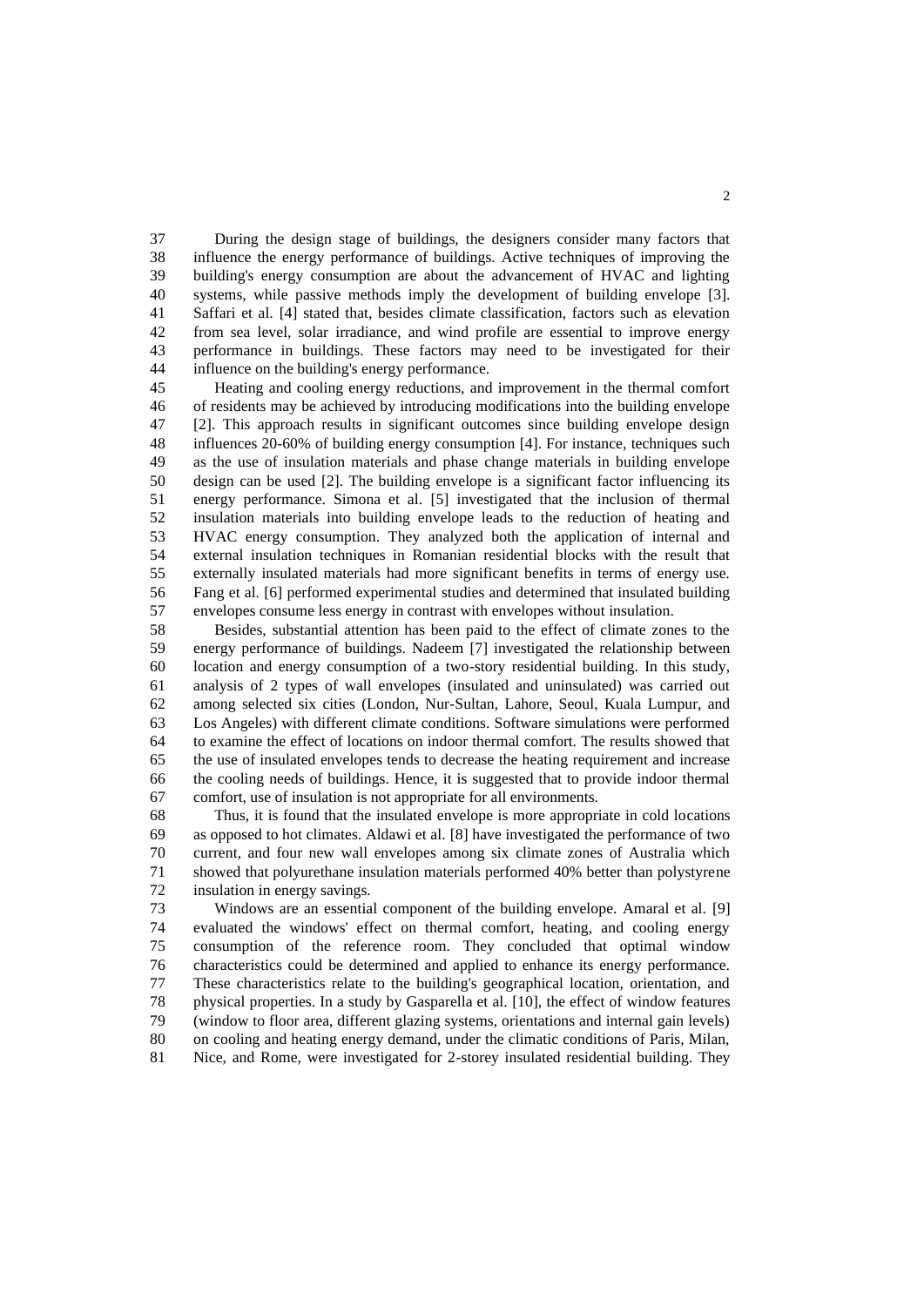During the design stage of buildings, the designers consider many factors that influence the energy performance of buildings. Active techniques of improving the building's energy consumption are about the advancement of HVAC and lighting systems, while passive methods imply the development of building envelope [3]. Saffari et al. [4] stated that, besides climate classification, factors such as elevation from sea level, solar irradiance, and wind profile are essential to improve energy performance in buildings. These factors may need to be investigated for their influence on the building's energy performance.

Heating and cooling energy reductions, and improvement in the thermal comfort of residents may be achieved by introducing modifications into the building envelope [2]. This approach results in significant outcomes since building envelope design influences 20-60% of building energy consumption [4]. For instance, techniques such as the use of insulation materials and phase change materials in building envelope design can be used [2]. The building envelope is a significant factor influencing its energy performance. Simona et al. [5] investigated that the inclusion of thermal insulation materials into building envelope leads to the reduction of heating and HVAC energy consumption. They analyzed both the application of internal and external insulation techniques in Romanian residential blocks with the result that externally insulated materials had more significant benefits in terms of energy use. Fang et al. [6] performed experimental studies and determined that insulated building envelopes consume less energy in contrast with envelopes without insulation.

Besides, substantial attention has been paid to the effect of climate zones to the energy performance of buildings. Nadeem [7] investigated the relationship between location and energy consumption of a two-story residential building. In this study, analysis of 2 types of wall envelopes (insulated and uninsulated) was carried out among selected six cities (London, Nur-Sultan, Lahore, Seoul, Kuala Lumpur, and Los Angeles) with different climate conditions. Software simulations were performed to examine the effect of locations on indoor thermal comfort. The results showed that the use of insulated envelopes tends to decrease the heating requirement and increase the cooling needs of buildings. Hence, it is suggested that to provide indoor thermal comfort, use of insulation is not appropriate for all environments.

Thus, it is found that the insulated envelope is more appropriate in cold locations as opposed to hot climates. Aldawi et al. [8] have investigated the performance of two current, and four new wall envelopes among six climate zones of Australia which showed that polyurethane insulation materials performed 40% better than polystyrene insulation in energy savings.

Windows are an essential component of the building envelope. Amaral et al. [9] evaluated the windows' effect on thermal comfort, heating, and cooling energy consumption of the reference room. They concluded that optimal window characteristics could be determined and applied to enhance its energy performance. These characteristics relate to the building's geographical location, orientation, and physical properties. In a study by Gasparella et al. [10], the effect of window features (window to floor area, different glazing systems, orientations and internal gain levels) on cooling and heating energy demand, under the climatic conditions of Paris, Milan, Nice, and Rome, were investigated for 2-storey insulated residential building. They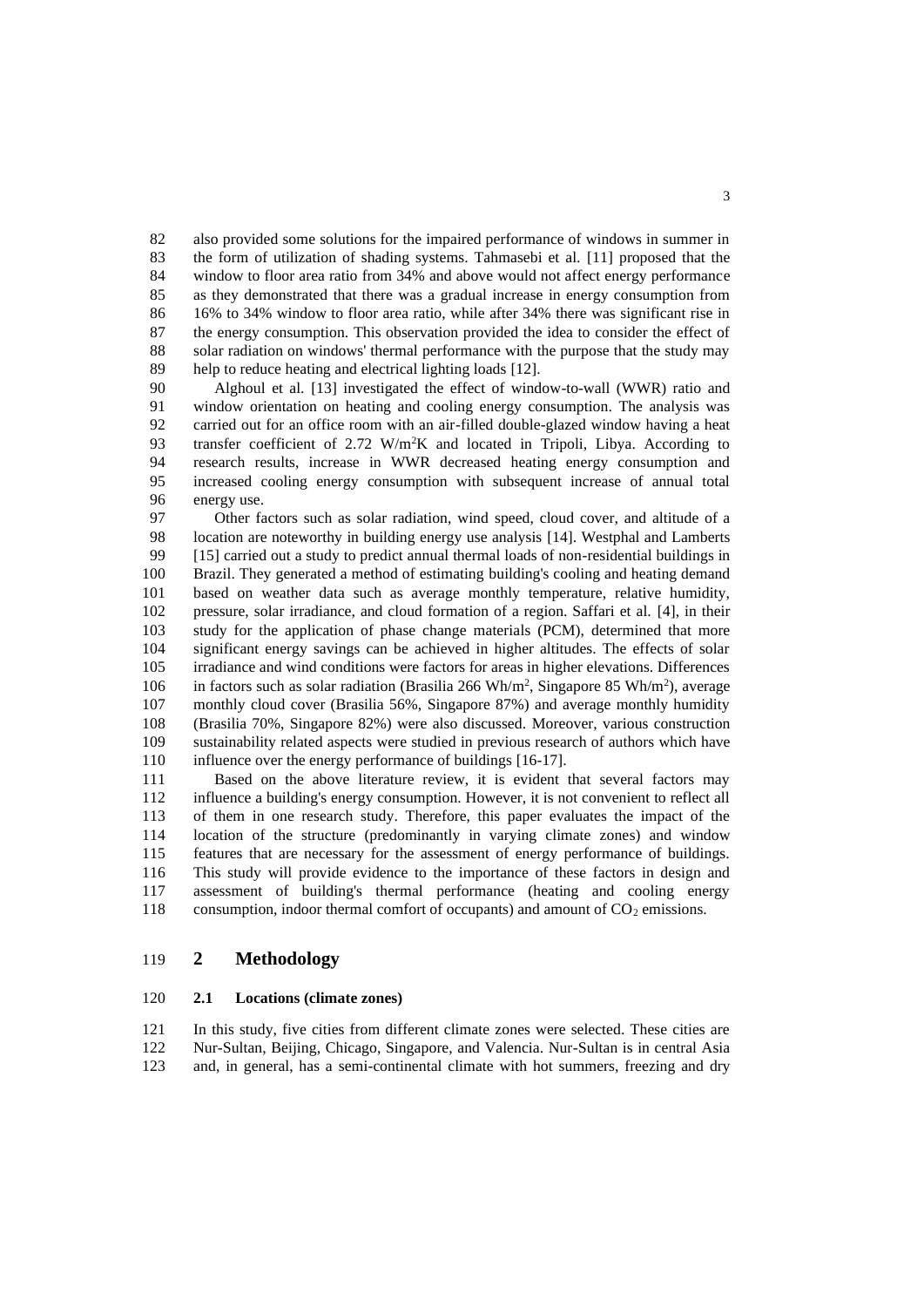also provided some solutions for the impaired performance of windows in summer in the form of utilization of shading systems. Tahmasebi et al. [11] proposed that the window to floor area ratio from 34% and above would not affect energy performance as they demonstrated that there was a gradual increase in energy consumption from 16% to 34% window to floor area ratio, while after 34% there was significant rise in the energy consumption. This observation provided the idea to consider the effect of solar radiation on windows' thermal performance with the purpose that the study may help to reduce heating and electrical lighting loads [12].

Alghoul et al. [13] investigated the effect of window-to-wall (WWR) ratio and window orientation on heating and cooling energy consumption. The analysis was carried out for an office room with an air-filled double-glazed window having a heat transfer coefficient of 2.72 $W/m^2K$ and located in Tripoli, Libya. According to research results, increase in WWR decreased heating energy consumption and increased cooling energy consumption with subsequent increase of annual total energy use.

Other factors such as solar radiation, wind speed, cloud cover, and altitude of a location are noteworthy in building energy use analysis [14]. Westphal and Lamberts [15] carried out a study to predict annual thermal loads of non-residential buildings in Brazil. They generated a method of estimating building's cooling and heating demand based on weather data such as average monthly temperature, relative humidity, pressure, solar irradiance, and cloud formation of a region. Saffari et al. [4], in their study for the application of phase change materials (PCM), determined that more significant energy savings can be achieved in higher altitudes. The effects of solar irradiance and wind conditions were factors for areas in higher elevations. Differences in factors such as solar radiation (Brasilia 266 $Wh/m^2$, Singapore 85 $Wh/m^2$), average monthly cloud cover (Brasilia 56%, Singapore 87%) and average monthly humidity (Brasilia 70%, Singapore 82%) were also discussed. Moreover, various construction sustainability related aspects were studied in previous research of authors which have influence over the energy performance of buildings [16-17].

Based on the above literature review, it is evident that several factors may influence a building's energy consumption. However, it is not convenient to reflect all of them in one research study. Therefore, this paper evaluates the impact of the location of the structure (predominantly in varying climate zones) and window features that are necessary for the assessment of energy performance of buildings. This study will provide evidence to the importance of these factors in design and assessment of building's thermal performance (heating and cooling energy consumption, indoor thermal comfort of occupants) and amount of $CO_2$ emissions.

## 2 Methodology

### 2.1 Locations (climate zones)

In this study, five cities from different climate zones were selected. These cities are Nur-Sultan, Beijing, Chicago, Singapore, and Valencia. Nur-Sultan is in central Asia and, in general, has a semi-continental climate with hot summers, freezing and dry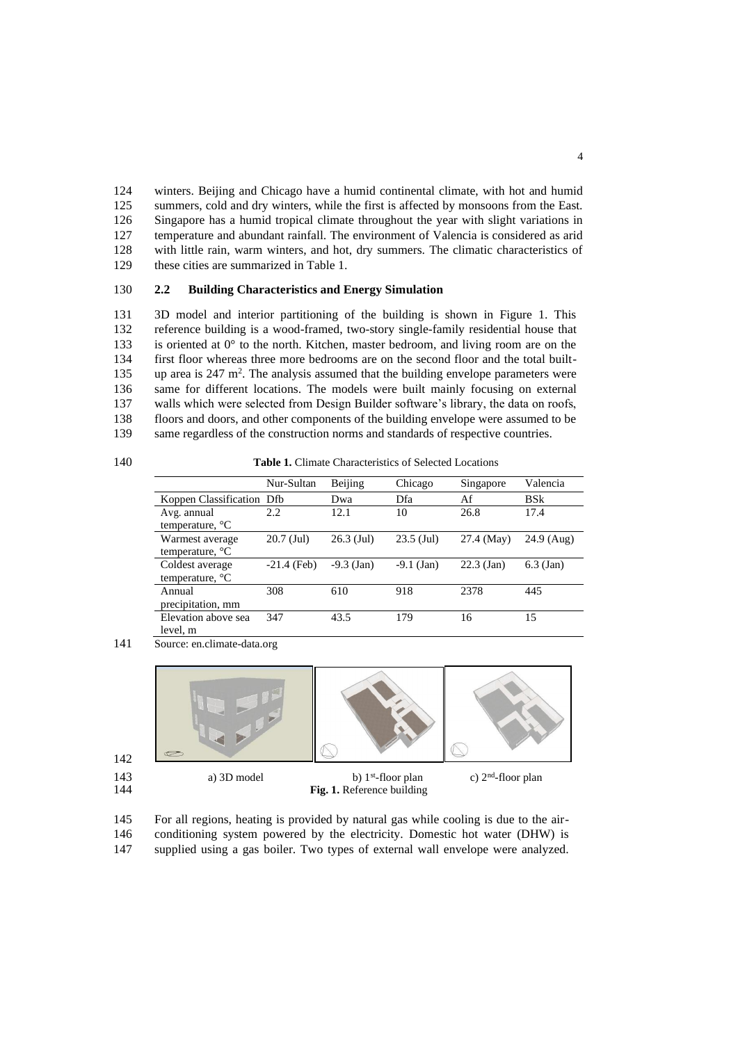winters. Beijing and Chicago have a humid continental climate, with hot and humid summers, cold and dry winters, while the first is affected by monsoons from the East. Singapore has a humid tropical climate throughout the year with slight variations in temperature and abundant rainfall. The environment of Valencia is considered as arid with little rain, warm winters, and hot, dry summers. The climatic characteristics of these cities are summarized in Table 1.

### 2.2 Building Characteristics and Energy Simulation

3D model and interior partitioning of the building is shown in Figure 1. This reference building is a wood-framed, two-story single-family residential house that is oriented at 0° to the north. Kitchen, master bedroom, and living room are on the first floor whereas three more bedrooms are on the second floor and the total built-up area is 247 $m^2$. The analysis assumed that the building envelope parameters were same for different locations. The models were built mainly focusing on external walls which were selected from Design Builder software's library, the data on roofs, floors and doors, and other components of the building envelope were assumed to be same regardless of the construction norms and standards of respective countries.

**Table 1.** Climate Characteristics of Selected Locations

| | Nur-Sultan | Beijing | Chicago | Singapore | Valencia |
|---|---|---|---|---|---|
| Koppen Classification | Dfb | Dwa | Dfa | Af | BSk |
| Avg. annual temperature, °C | 2.2 | 12.1 | 10 | 26.8 | 17.4 |
| Warmest average temperature, °C | 20.7 (Jul) | 26.3 (Jul) | 23.5 (Jul) | 27.4 (May) | 24.9 (Aug) |
| Coldest average temperature, °C | -21.4 (Feb) | -9.3 (Jan) | -9.1 (Jan) | 22.3 (Jan) | 6.3 (Jan) |
| Annual precipitation, mm | 308 | 610 | 918 | 2378 | 445 |
| Elevation above sea level, m | 347 | 43.5 | 179 | 16 | 15 |

Source: en.climate-data.org

a) 3D model b) 1[st]-floor plan c) 2[nd]-floor plan

**Fig. 1.** Reference building

For all regions, heating is provided by natural gas while cooling is due to the air-conditioning system powered by the electricity. Domestic hot water (DHW) is supplied using a gas boiler. Two types of external wall envelope were analyzed.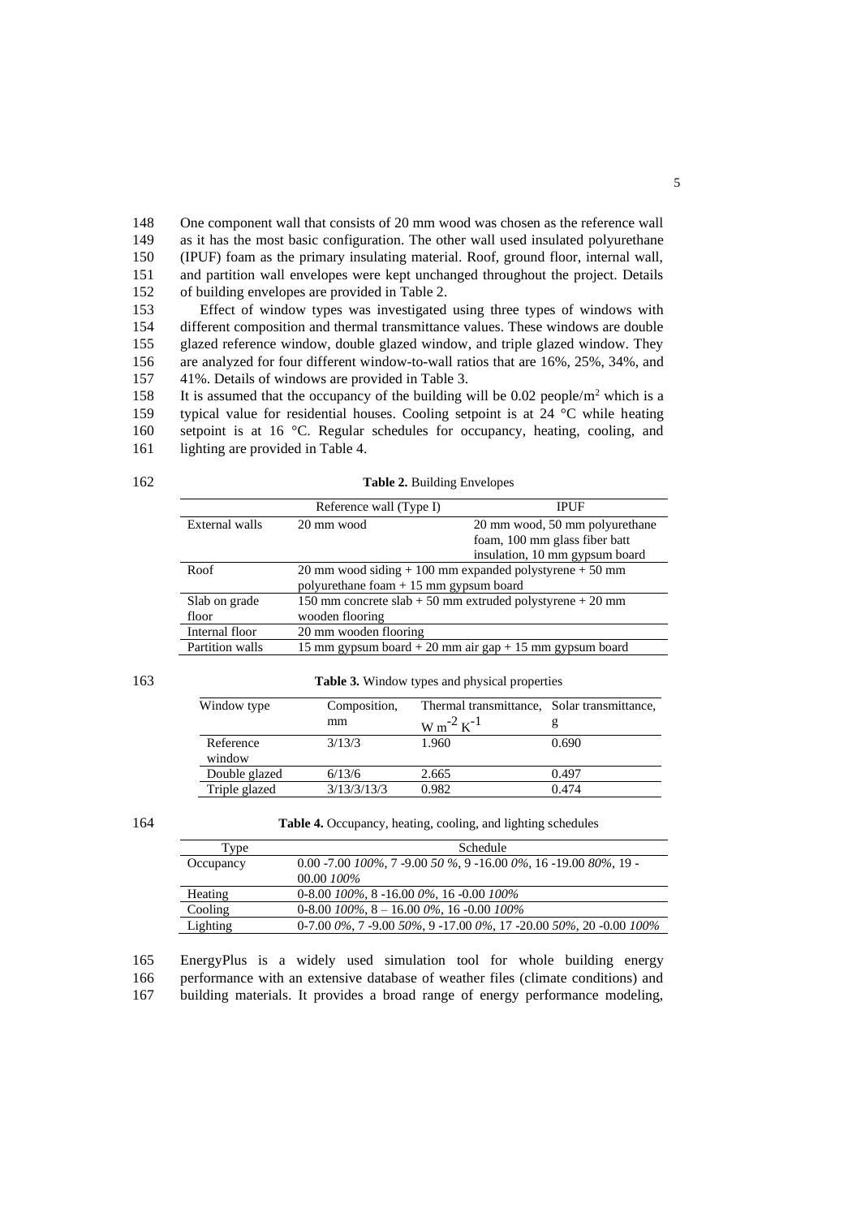One component wall that consists of 20 mm wood was chosen as the reference wall as it has the most basic configuration. The other wall used insulated polyurethane (IPUF) foam as the primary insulating material. Roof, ground floor, internal wall, and partition wall envelopes were kept unchanged throughout the project. Details of building envelopes are provided in Table 2.

Effect of window types was investigated using three types of windows with different composition and thermal transmittance values. These windows are double glazed reference window, double glazed window, and triple glazed window. They are analyzed for four different window-to-wall ratios that are 16%, 25%, 34%, and 41%. Details of windows are provided in Table 3.

It is assumed that the occupancy of the building will be 0.02 people/m$^2$ which is a typical value for residential houses. Cooling setpoint is at 24 °C while heating setpoint is at 16 °C. Regular schedules for occupancy, heating, cooling, and lighting are provided in Table 4.

**Table 2.** Building Envelopes

| | Reference wall (Type I) | IPUF |
|---|---|---|
| External walls | 20 mm wood | 20 mm wood, 50 mm polyurethane foam, 100 mm glass fiber batt insulation, 10 mm gypsum board |
| Roof | 20 mm wood siding + 100 mm expanded polystyrene + 50 mm polyurethane foam + 15 mm gypsum board | |
| Slab on grade floor | 150 mm concrete slab + 50 mm extruded polystyrene + 20 mm wooden flooring | |
| Internal floor | 20 mm wooden flooring | |
| Partition walls | 15 mm gypsum board + 20 mm air gap + 15 mm gypsum board | |

**Table 3.** Window types and physical properties

| Window type | Composition, mm | Thermal transmittance, W m$^{-2}$ K$^{-1}$ | Solar transmittance, g |
|---|---|---|---|
| Reference window | 3/13/3 | 1.960 | 0.690 |
| Double glazed | 6/13/6 | 2.665 | 0.497 |
| Triple glazed | 3/13/3/13/3 | 0.982 | 0.474 |

**Table 4.** Occupancy, heating, cooling, and lighting schedules

| Type | Schedule |
|---|---|
| Occupancy | 0.00 -7.00 *100%*, 7 -9.00 *50 %*, 9 -16.00 *0%*, 16 -19.00 *80%*, 19 - 00.00 *100%* |
| Heating | 0-8.00 *100%*, 8 -16.00 *0%*, 16 -0.00 *100%* |
| Cooling | 0-8.00 *100%*, 8 – 16.00 *0%*, 16 -0.00 *100%* |
| Lighting | 0-7.00 *0%*, 7 -9.00 *50%*, 9 -17.00 *0%*, 17 -20.00 *50%*, 20 -0.00 *100%* |

EnergyPlus is a widely used simulation tool for whole building energy performance with an extensive database of weather files (climate conditions) and building materials. It provides a broad range of energy performance modeling,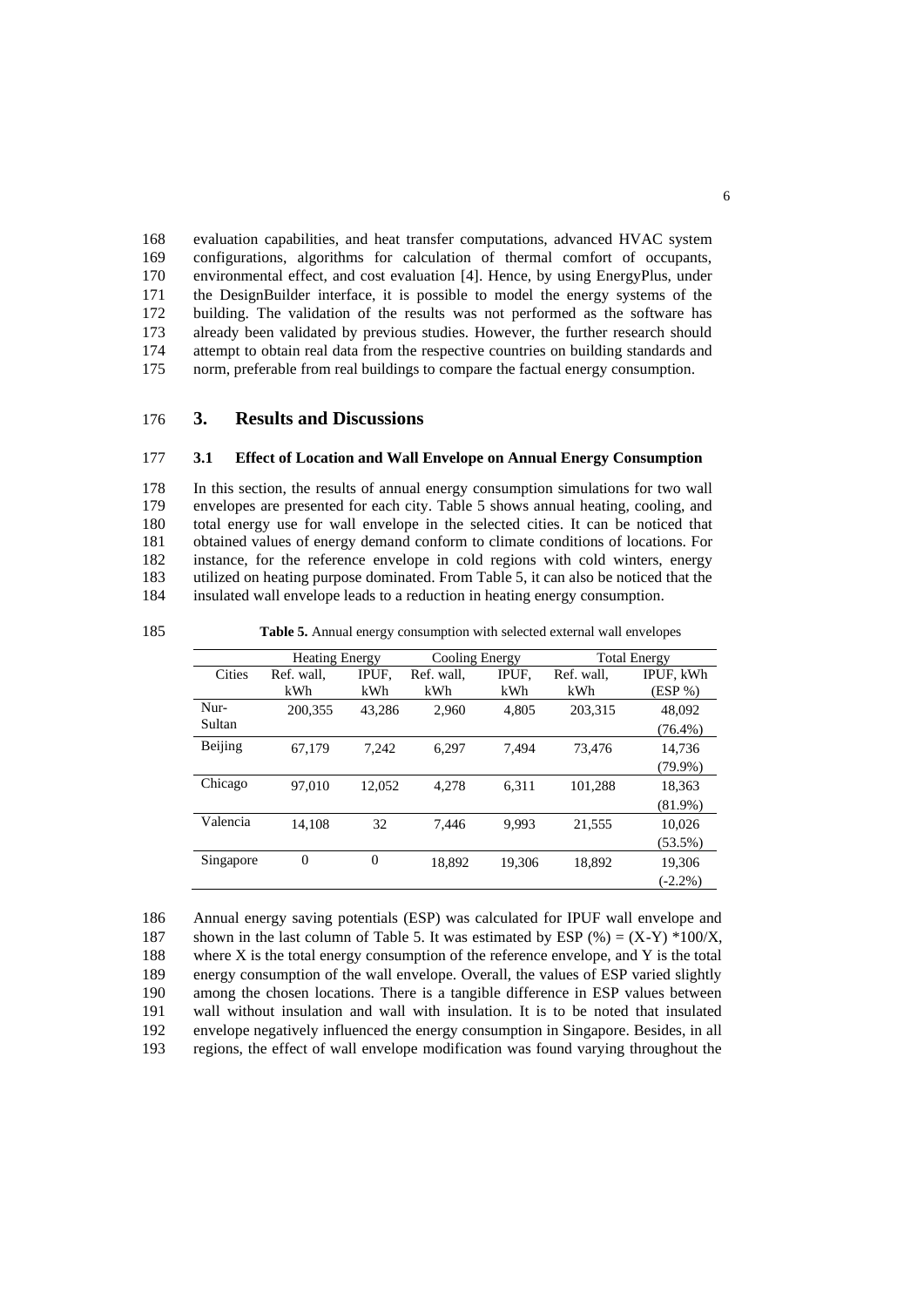evaluation capabilities, and heat transfer computations, advanced HVAC system configurations, algorithms for calculation of thermal comfort of occupants, environmental effect, and cost evaluation [4]. Hence, by using EnergyPlus, under the DesignBuilder interface, it is possible to model the energy systems of the building. The validation of the results was not performed as the software has already been validated by previous studies. However, the further research should attempt to obtain real data from the respective countries on building standards and norm, preferable from real buildings to compare the factual energy consumption.

# 3. Results and Discussions

## 3.1 Effect of Location and Wall Envelope on Annual Energy Consumption

In this section, the results of annual energy consumption simulations for two wall envelopes are presented for each city. Table 5 shows annual heating, cooling, and total energy use for wall envelope in the selected cities. It can be noticed that obtained values of energy demand conform to climate conditions of locations. For instance, for the reference envelope in cold regions with cold winters, energy utilized on heating purpose dominated. From Table 5, it can also be noticed that the insulated wall envelope leads to a reduction in heating energy consumption.

**Table 5.** Annual energy consumption with selected external wall envelopes

| | Heating Energy | | Cooling Energy | | Total Energy | |
|---|---|---|---|---|---|---|
| Cities | Ref. wall, kWh | IPUF, kWh | Ref. wall, kWh | IPUF, kWh | Ref. wall, kWh | IPUF, kWh (ESP %) |
| Nur-Sultan | 200,355 | 43,286 | 2,960 | 4,805 | 203,315 | 48,092 (76.4%) |
| Beijing | 67,179 | 7,242 | 6,297 | 7,494 | 73,476 | 14,736 (79.9%) |
| Chicago | 97,010 | 12,052 | 4,278 | 6,311 | 101,288 | 18,363 (81.9%) |
| Valencia | 14,108 | 32 | 7,446 | 9,993 | 21,555 | 10,026 (53.5%) |
| Singapore | 0 | 0 | 18,892 | 19,306 | 18,892 | 19,306 (-2.2%) |

Annual energy saving potentials (ESP) was calculated for IPUF wall envelope and shown in the last column of Table 5. It was estimated by ESP (%) = (X-Y) *100/X, where X is the total energy consumption of the reference envelope, and Y is the total energy consumption of the wall envelope. Overall, the values of ESP varied slightly among the chosen locations. There is a tangible difference in ESP values between wall without insulation and wall with insulation. It is to be noted that insulated envelope negatively influenced the energy consumption in Singapore. Besides, in all regions, the effect of wall envelope modification was found varying throughout the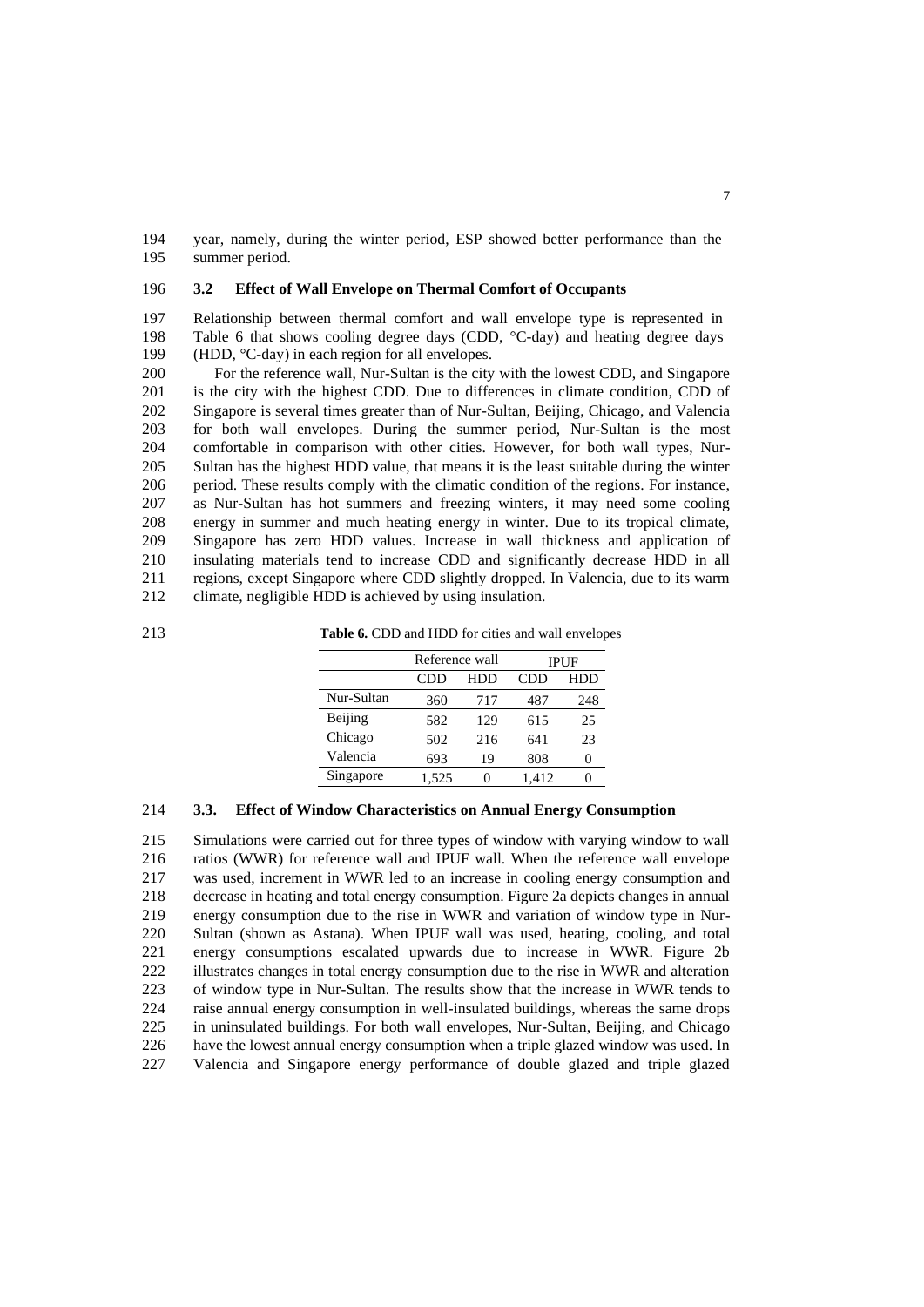year, namely, during the winter period, ESP showed better performance than the summer period.

### 3.2 Effect of Wall Envelope on Thermal Comfort of Occupants

Relationship between thermal comfort and wall envelope type is represented in Table 6 that shows cooling degree days (CDD, °C-day) and heating degree days (HDD, °C-day) in each region for all envelopes.

For the reference wall, Nur-Sultan is the city with the lowest CDD, and Singapore is the city with the highest CDD. Due to differences in climate condition, CDD of Singapore is several times greater than of Nur-Sultan, Beijing, Chicago, and Valencia for both wall envelopes. During the summer period, Nur-Sultan is the most comfortable in comparison with other cities. However, for both wall types, Nur-Sultan has the highest HDD value, that means it is the least suitable during the winter period. These results comply with the climatic condition of the regions. For instance, as Nur-Sultan has hot summers and freezing winters, it may need some cooling energy in summer and much heating energy in winter. Due to its tropical climate, Singapore has zero HDD values. Increase in wall thickness and application of insulating materials tend to increase CDD and significantly decrease HDD in all regions, except Singapore where CDD slightly dropped. In Valencia, due to its warm climate, negligible HDD is achieved by using insulation.

**Table 6.** CDD and HDD for cities and wall envelopes

| | Reference wall | | IPUF | |
|---|---|---|---|---|
| | CDD | HDD | CDD | HDD |
| Nur-Sultan | 360 | 717 | 487 | 248 |
| Beijing | 582 | 129 | 615 | 25 |
| Chicago | 502 | 216 | 641 | 23 |
| Valencia | 693 | 19 | 808 | 0 |
| Singapore | 1,525 | 0 | 1,412 | 0 |

### 3.3. Effect of Window Characteristics on Annual Energy Consumption

Simulations were carried out for three types of window with varying window to wall ratios (WWR) for reference wall and IPUF wall. When the reference wall envelope was used, increment in WWR led to an increase in cooling energy consumption and decrease in heating and total energy consumption. Figure 2a depicts changes in annual energy consumption due to the rise in WWR and variation of window type in Nur-Sultan (shown as Astana). When IPUF wall was used, heating, cooling, and total energy consumptions escalated upwards due to increase in WWR. Figure 2b illustrates changes in total energy consumption due to the rise in WWR and alteration of window type in Nur-Sultan. The results show that the increase in WWR tends to raise annual energy consumption in well-insulated buildings, whereas the same drops in uninsulated buildings. For both wall envelopes, Nur-Sultan, Beijing, and Chicago have the lowest annual energy consumption when a triple glazed window was used. In Valencia and Singapore energy performance of double glazed and triple glazed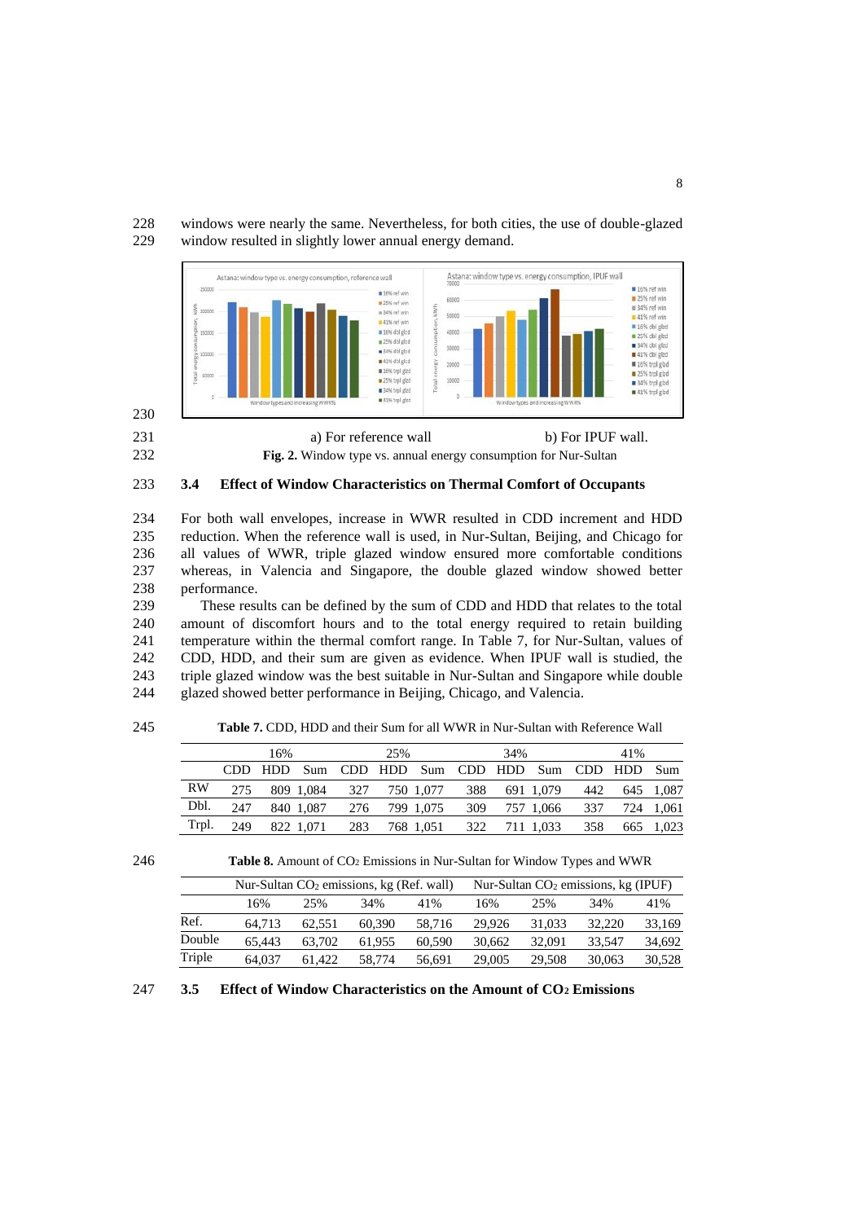windows were nearly the same. Nevertheless, for both cities, the use of double-glazed window resulted in slightly lower annual energy demand.

a) For reference wall b) For IPUF wall.

**Fig. 2.** Window type vs. annual energy consumption for Nur-Sultan

### 3.4 Effect of Window Characteristics on Thermal Comfort of Occupants

For both wall envelopes, increase in WWR resulted in CDD increment and HDD reduction. When the reference wall is used, in Nur-Sultan, Beijing, and Chicago for all values of WWR, triple glazed window ensured more comfortable conditions whereas, in Valencia and Singapore, the double glazed window showed better performance.

These results can be defined by the sum of CDD and HDD that relates to the total amount of discomfort hours and to the total energy required to retain building temperature within the thermal comfort range. In Table 7, for Nur-Sultan, values of CDD, HDD, and their sum are given as evidence. When IPUF wall is studied, the triple glazed window was the best suitable in Nur-Sultan and Singapore while double glazed showed better performance in Beijing, Chicago, and Valencia.

**Table 7.** CDD, HDD and their Sum for all WWR in Nur-Sultan with Reference Wall

| | 16% | | | 25% | | | 34% | | | 41% | | |
|---|---|---|---|---|---|---|---|---|---|---|---|---|
| | CDD | HDD | Sum | CDD | HDD | Sum | CDD | HDD | Sum | CDD | HDD | Sum |
| RW | 275 | 809 | 1,084 | 327 | 750 | 1,077 | 388 | 691 | 1,079 | 442 | 645 | 1,087 |
| Dbl. | 247 | 840 | 1,087 | 276 | 799 | 1,075 | 309 | 757 | 1,066 | 337 | 724 | 1,061 |
| Trpl. | 249 | 822 | 1,071 | 283 | 768 | 1,051 | 322 | 711 | 1,033 | 358 | 665 | 1,023 |

**Table 8.** Amount of $CO_2$ Emissions in Nur-Sultan for Window Types and WWR

| | Nur-Sultan $CO_2$ emissions, kg (Ref. wall) | | | | Nur-Sultan $CO_2$ emissions, kg (IPUF) | | | |
|---|---|---|---|---|---|---|---|---|
| | 16% | 25% | 34% | 41% | 16% | 25% | 34% | 41% |
| Ref. | 64,713 | 62,551 | 60,390 | 58,716 | 29,926 | 31,033 | 32,220 | 33,169 |
| Double | 65,443 | 63,702 | 61,955 | 60,590 | 30,662 | 32,091 | 33,547 | 34,692 |
| Triple | 64,037 | 61,422 | 58,774 | 56,691 | 29,005 | 29,508 | 30,063 | 30,528 |

### 3.5 Effect of Window Characteristics on the Amount of $CO_2$ Emissions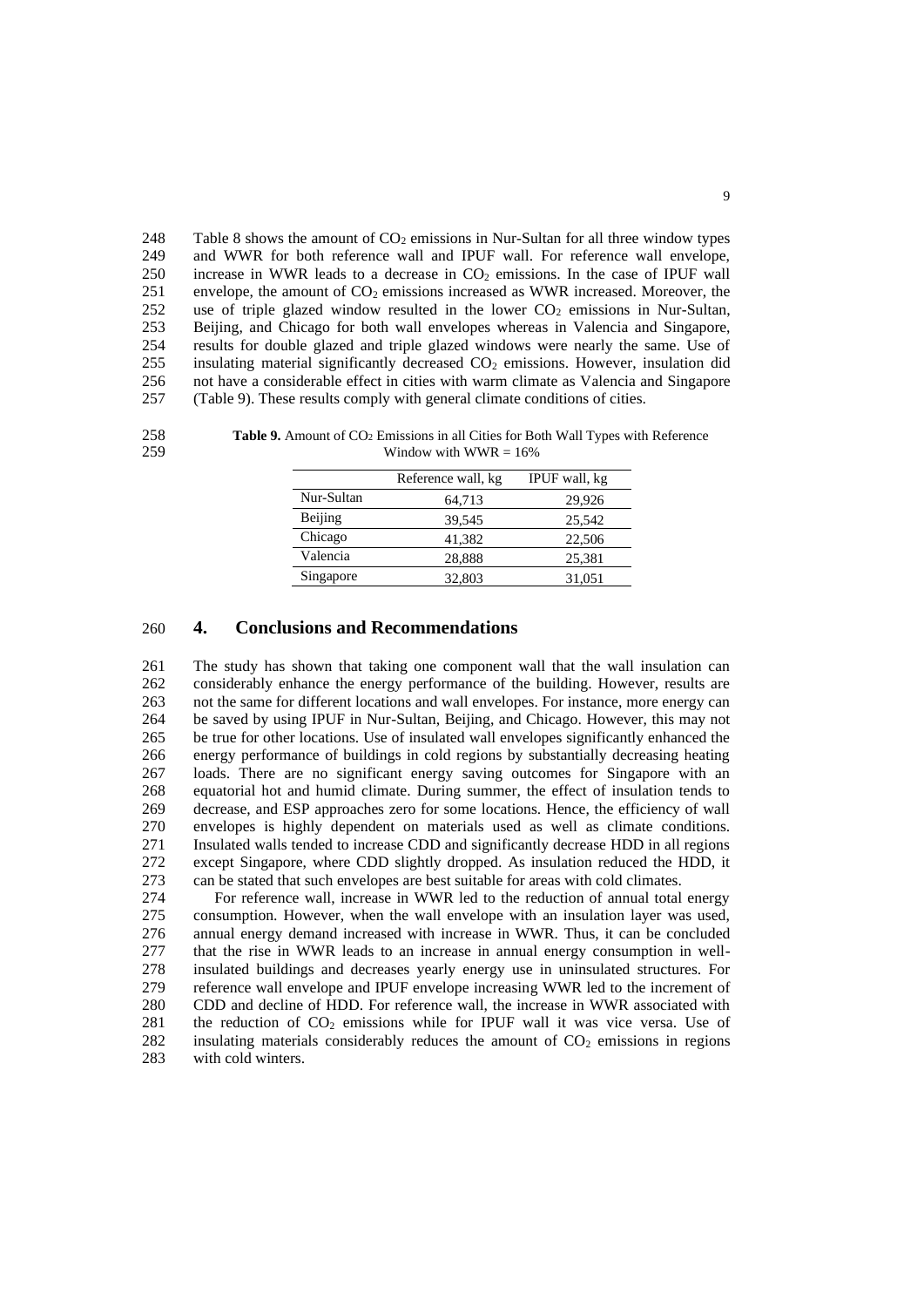Table 8 shows the amount of $CO_2$ emissions in Nur-Sultan for all three window types and WWR for both reference wall and IPUF wall. For reference wall envelope, increase in WWR leads to a decrease in $CO_2$ emissions. In the case of IPUF wall envelope, the amount of $CO_2$ emissions increased as WWR increased. Moreover, the use of triple glazed window resulted in the lower $CO_2$ emissions in Nur-Sultan, Beijing, and Chicago for both wall envelopes whereas in Valencia and Singapore, results for double glazed and triple glazed windows were nearly the same. Use of insulating material significantly decreased $CO_2$ emissions. However, insulation did not have a considerable effect in cities with warm climate as Valencia and Singapore (Table 9). These results comply with general climate conditions of cities.

**Table 9.** Amount of $CO_2$ Emissions in all Cities for Both Wall Types with Reference Window with WWR = 16%

| | Reference wall, kg | IPUF wall, kg |
|---|---|---|
| Nur-Sultan | 64,713 | 29,926 |
| Beijing | 39,545 | 25,542 |
| Chicago | 41,382 | 22,506 |
| Valencia | 28,888 | 25,381 |
| Singapore | 32,803 | 31,051 |

## 4. Conclusions and Recommendations

The study has shown that taking one component wall that the wall insulation can considerably enhance the energy performance of the building. However, results are not the same for different locations and wall envelopes. For instance, more energy can be saved by using IPUF in Nur-Sultan, Beijing, and Chicago. However, this may not be true for other locations. Use of insulated wall envelopes significantly enhanced the energy performance of buildings in cold regions by substantially decreasing heating loads. There are no significant energy saving outcomes for Singapore with an equatorial hot and humid climate. During summer, the effect of insulation tends to decrease, and ESP approaches zero for some locations. Hence, the efficiency of wall envelopes is highly dependent on materials used as well as climate conditions. Insulated walls tended to increase CDD and significantly decrease HDD in all regions except Singapore, where CDD slightly dropped. As insulation reduced the HDD, it can be stated that such envelopes are best suitable for areas with cold climates.

For reference wall, increase in WWR led to the reduction of annual total energy consumption. However, when the wall envelope with an insulation layer was used, annual energy demand increased with increase in WWR. Thus, it can be concluded that the rise in WWR leads to an increase in annual energy consumption in well-insulated buildings and decreases yearly energy use in uninsulated structures. For reference wall envelope and IPUF envelope increasing WWR led to the increment of CDD and decline of HDD. For reference wall, the increase in WWR associated with the reduction of $CO_2$ emissions while for IPUF wall it was vice versa. Use of insulating materials considerably reduces the amount of $CO_2$ emissions in regions with cold winters.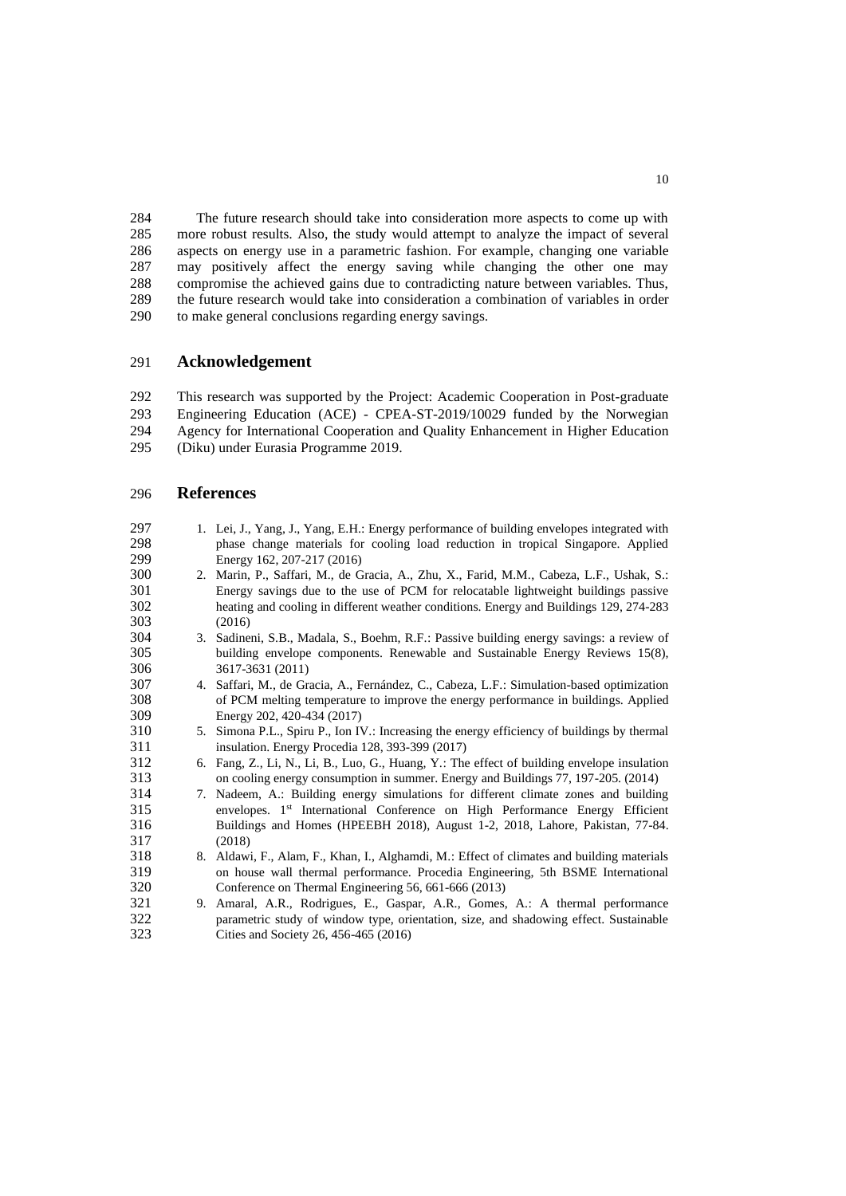The future research should take into consideration more aspects to come up with more robust results. Also, the study would attempt to analyze the impact of several aspects on energy use in a parametric fashion. For example, changing one variable may positively affect the energy saving while changing the other one may compromise the achieved gains due to contradicting nature between variables. Thus, the future research would take into consideration a combination of variables in order to make general conclusions regarding energy savings.

## Acknowledgement

This research was supported by the Project: Academic Cooperation in Post-graduate Engineering Education (ACE) - CPEA-ST-2019/10029 funded by the Norwegian Agency for International Cooperation and Quality Enhancement in Higher Education (Diku) under Eurasia Programme 2019.

## References

1. Lei, J., Yang, J., Yang, E.H.: Energy performance of building envelopes integrated with phase change materials for cooling load reduction in tropical Singapore. Applied Energy 162, 207-217 (2016)
2. Marin, P., Saffari, M., de Gracia, A., Zhu, X., Farid, M.M., Cabeza, L.F., Ushak, S.: Energy savings due to the use of PCM for relocatable lightweight buildings passive heating and cooling in different weather conditions. Energy and Buildings 129, 274-283 (2016)
3. Sadineni, S.B., Madala, S., Boehm, R.F.: Passive building energy savings: a review of building envelope components. Renewable and Sustainable Energy Reviews 15(8), 3617-3631 (2011)
4. Saffari, M., de Gracia, A., Fernández, C., Cabeza, L.F.: Simulation-based optimization of PCM melting temperature to improve the energy performance in buildings. Applied Energy 202, 420-434 (2017)
5. Simona P.L., Spiru P., Ion IV.: Increasing the energy efficiency of buildings by thermal insulation. Energy Procedia 128, 393-399 (2017)
6. Fang, Z., Li, N., Li, B., Luo, G., Huang, Y.: The effect of building envelope insulation on cooling energy consumption in summer. Energy and Buildings 77, 197-205. (2014)
7. Nadeem, A.: Building energy simulations for different climate zones and building envelopes. 1st International Conference on High Performance Energy Efficient Buildings and Homes (HPEEBH 2018), August 1-2, 2018, Lahore, Pakistan, 77-84. (2018)
8. Aldawi, F., Alam, F., Khan, I., Alghamdi, M.: Effect of climates and building materials on house wall thermal performance. Procedia Engineering, 5th BSME International Conference on Thermal Engineering 56, 661-666 (2013)
9. Amaral, A.R., Rodrigues, E., Gaspar, A.R., Gomes, A.: A thermal performance parametric study of window type, orientation, size, and shadowing effect. Sustainable Cities and Society 26, 456-465 (2016)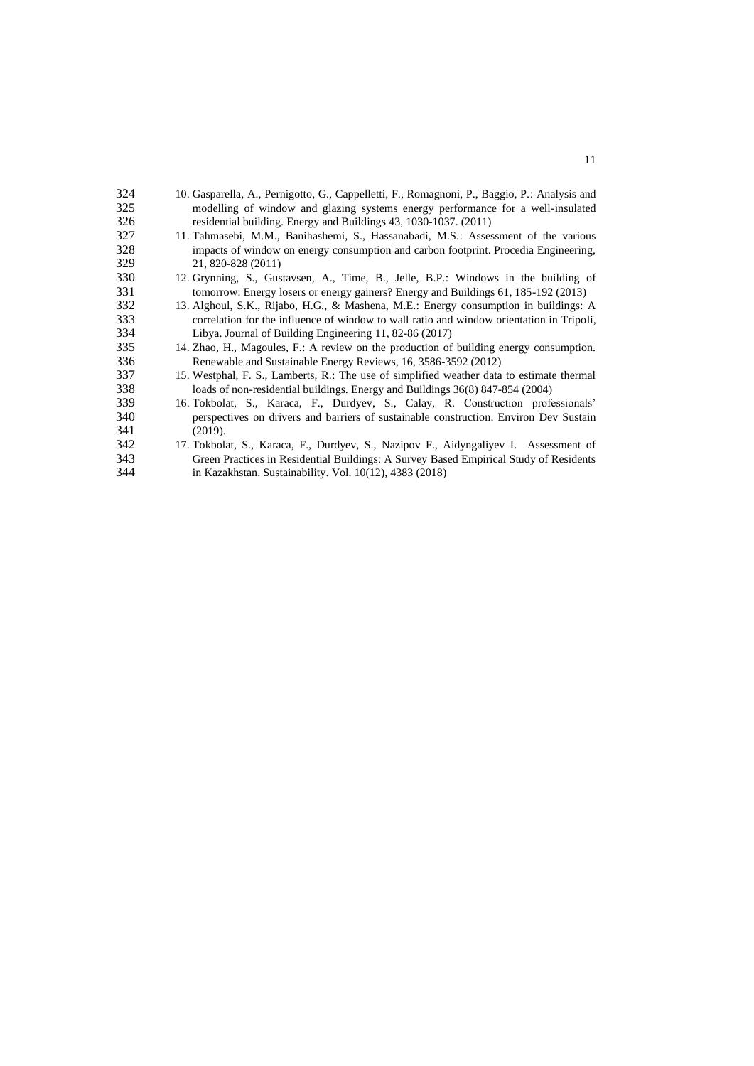10. Gasparella, A., Pernigotto, G., Cappelletti, F., Romagnoni, P., Baggio, P.: Analysis and modelling of window and glazing systems energy performance for a well-insulated residential building. Energy and Buildings 43, 1030-1037. (2011)
11. Tahmasebi, M.M., Banihashemi, S., Hassanabadi, M.S.: Assessment of the various impacts of window on energy consumption and carbon footprint. Procedia Engineering, 21, 820-828 (2011)
12. Grynning, S., Gustavsen, A., Time, B., Jelle, B.P.: Windows in the building of tomorrow: Energy losers or energy gainers? Energy and Buildings 61, 185-192 (2013)
13. Alghoul, S.K., Rijabo, H.G., & Mashena, M.E.: Energy consumption in buildings: A correlation for the influence of window to wall ratio and window orientation in Tripoli, Libya. Journal of Building Engineering 11, 82-86 (2017)
14. Zhao, H., Magoules, F.: A review on the production of building energy consumption. Renewable and Sustainable Energy Reviews, 16, 3586-3592 (2012)
15. Westphal, F. S., Lamberts, R.: The use of simplified weather data to estimate thermal loads of non-residential buildings. Energy and Buildings 36(8) 847-854 (2004)
16. Tokbolat, S., Karaca, F., Durdyev, S., Calay, R. Construction professionals' perspectives on drivers and barriers of sustainable construction. Environ Dev Sustain (2019).
17. Tokbolat, S., Karaca, F., Durdyev, S., Nazipov F., Aidyngaliyev I. Assessment of Green Practices in Residential Buildings: A Survey Based Empirical Study of Residents in Kazakhstan. Sustainability. Vol. 10(12), 4383 (2018)